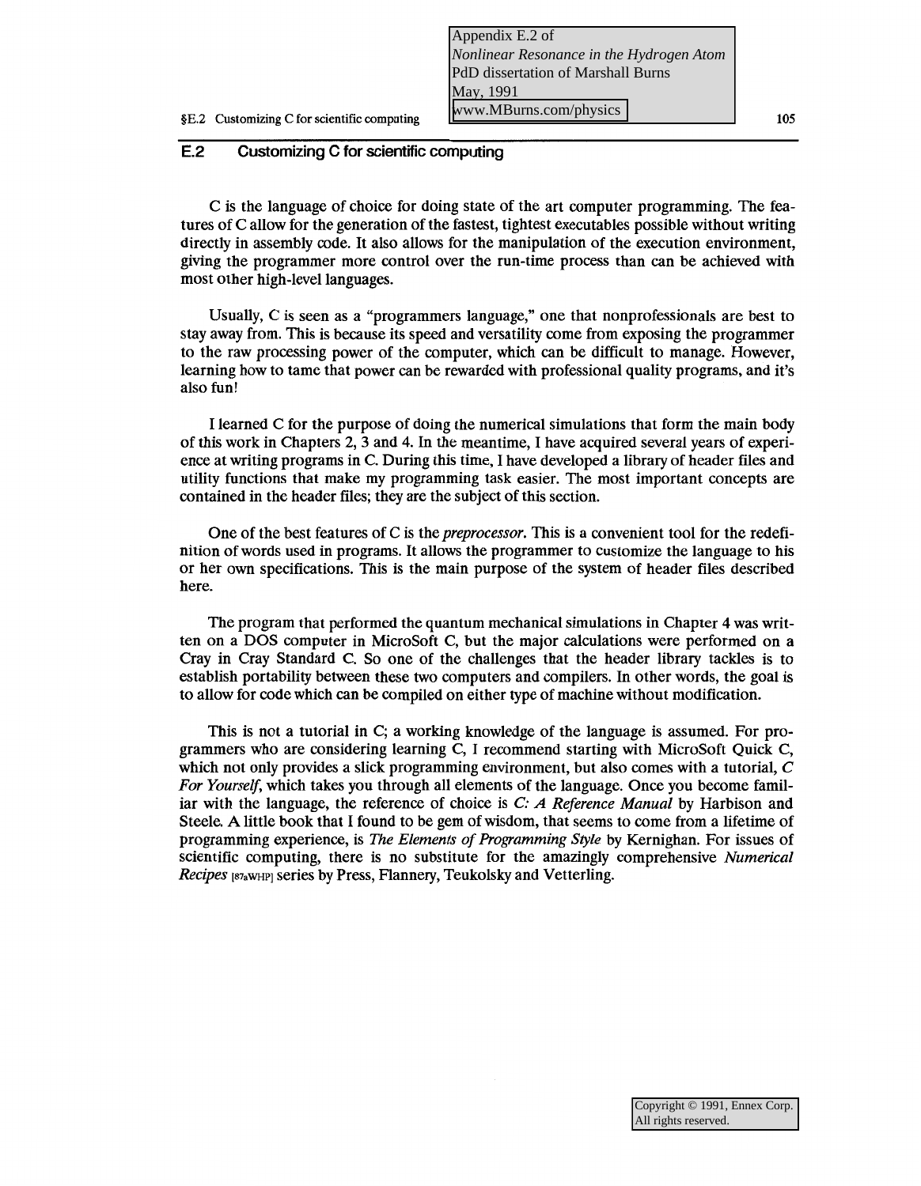## E.2 Customizing C for scientific computing

C is the language of choice for doing state of the art computer programming. The features of C allow for the generation of the fastest, tightest executables possible without writing directly in assembly code. It also allows for the manipulation of the execution environment, giving the programmer more control over the run-time process than can be achieved with most other high-level languages.

Usually, C is seen as a "programmers language," one that nonprofessionals are best to stay away from. This is because its speed and versatility come from exposing the programmer to the raw processing power of the computer, which can be difficult to manage. However, learning how to tame that power can be rewarded with professional quality programs, and it's also fun!

I learned C for the purpose of doing the numerical simulations that form the main body of this work in Chapters 2, 3 and 4. In the meantime, I have acquired several years of experience at writing programs in C. During this time, I have developed a library of header files and utility functions that make my programming task easier. The most important concepts are contained in the header files; they are the subject of this section.

One of the best features of C is the *preprocessor*. This is a convenient tool for the redefinition of words used in programs. It allows the programmer to customize the language to his or her own specifications. This is the main purpose of the system of header files described here.

The program that performed the quantum mechanical simulations in Chapter 4 was written on a DOS computer in MicroSoft C, but the major calculations were performed on a Cray in Cray Standard C. So one of the challenges that the header library tackles is to establish portability between these two computers and compilers. In other words, the goal is to allow for code which can be compiled on either type of machine without modification.

This is not a tutorial in C; a working knowledge of the language is assumed. For programmers who are considering learning C, I recommend starting with MicroSoft Quick C, which not only provides a slick programming environment, but also comes with a tutorial, *C For Yourself*, which takes you through all elements of the language. Once you become familiar with the language, the reference of choice is *C: A Reference Manual* by Harbison and Steele. A little book that I found to be gem of wisdom, that seems to come from a lifetime of programming experience, is *The Elements of Programming Style* by Kernighan. For issues of scientific computing, there is no substitute for the amazingly comprehensive *Numerical Recipes* [87aWHP] series by Press, Flannery, Teukolsky and Vetterling.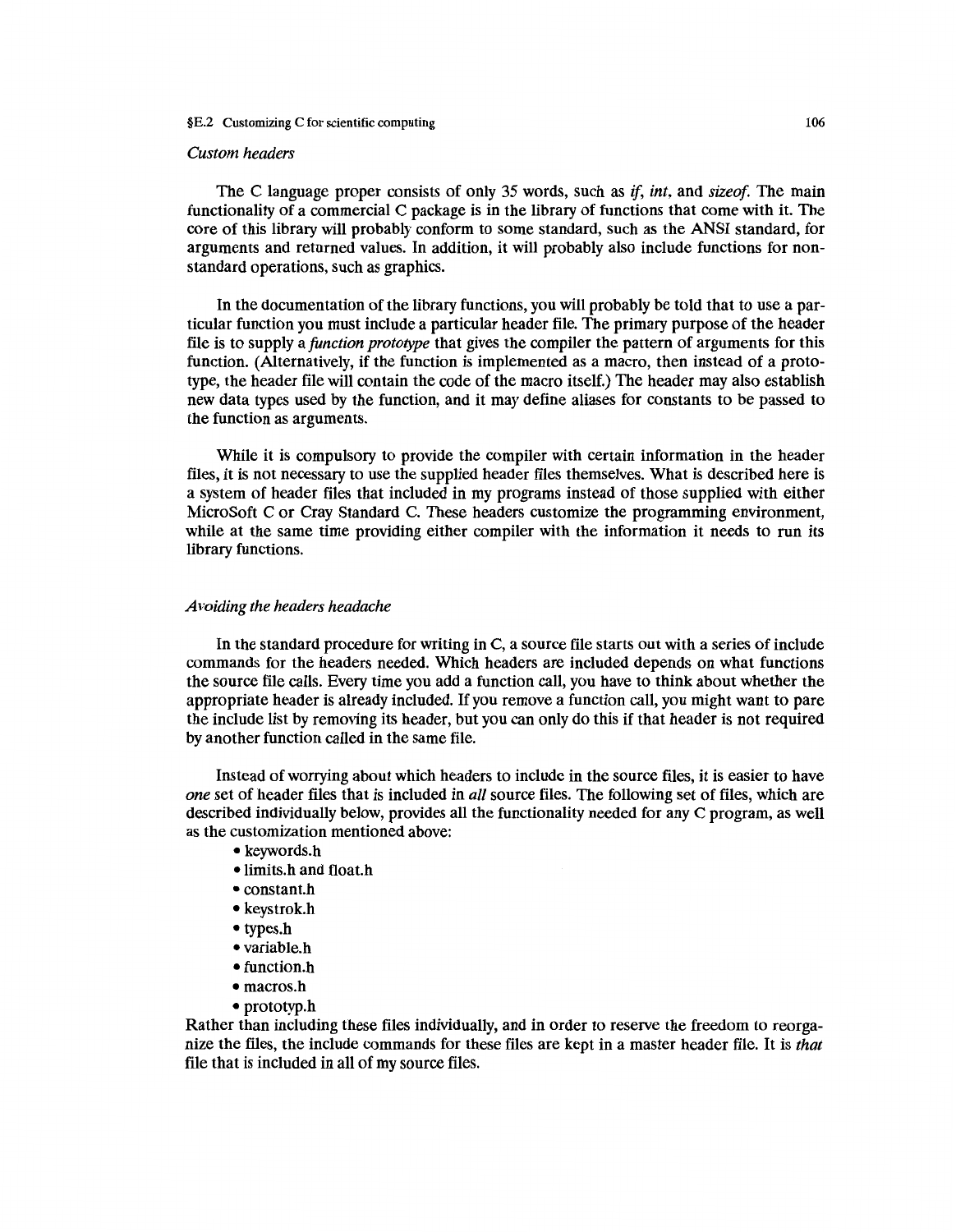### *Custom headers*

The C language proper consists of only 35 words, such as *if*, *int*, and *sizeof*. The main functionality of a commercial C package is in the library of functions that come with it. The core of this library will probably conform to some standard, such as the ANSI standard, for arguments and returned values. In addition, it will probably also include functions for non-standard operations, such as graphics.

In the documentation of the library functions, you will probably be told that to use a particular function you must include a particular header file. The primary purpose of the header file is to supply a *function prototype* that gives the compiler the pattern of arguments for this function. (Alternatively, if the function is implemented as a macro, then instead of a prototype, the header file will contain the code of the macro itself.) The header may also establish new data types used by the function, and it may define aliases for constants to be passed to the function as arguments.

While it is compulsory to provide the compiler with certain information in the header files, it is not necessary to use the supplied header files themselves. What is described here is a system of header files that included in my programs instead of those supplied with either MicroSoft C or Cray Standard C. These headers customize the programming environment, while at the same time providing either compiler with the information it needs to run its library functions.

### *Avoiding the headers headache*

In the standard procedure for writing in C, a source file starts out with a series of include commands for the headers needed. Which headers are included depends on what functions the source file calls. Every time you add a function call, you have to think about whether the appropriate header is already included. If you remove a function call, you might want to pare the include list by removing its header, but you can only do this if that header is not required by another function called in the same file.

Instead of worrying about which headers to include in the source files, it is easier to have *one* set of header files that is included in *all* source files. The following set of files, which are described individually below, provides all the functionality needed for any C program, as well as the customization mentioned above:

- keywords.h
- limits.h and float.h
- constant.h
- keystrok.h
- types.h
- variable.h
- function.h
- macros.h
- prototyp.h

Rather than including these files individually, and in order to reserve the freedom to reorganize the files, the include commands for these files are kept in a master header file. It is *that* file that is included in all of my source files.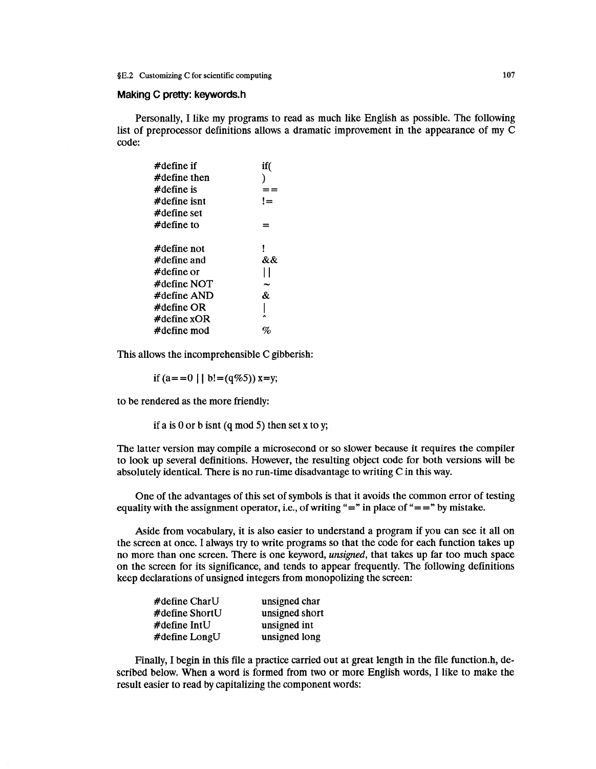### Making C pretty: keywords.h

Personally, I like my programs to read as much like English as possible. The following list of preprocessor definitions allows a dramatic improvement in the appearance of my C code:

```
#define if      if(
#define then    )
#define is      ==
#define isnt    !=
#define set
#define to      =

#define not     !
#define and     &&
#define or      ||
#define NOT     ~
#define AND     &
#define OR      |
#define xOR     ^
#define mod     %
```

This allows the incomprehensible C gibberish:

```
if (a==0 || b!=(q%5)) x=y;
```

to be rendered as the more friendly:

```
if a is 0 or b isnt (q mod 5) then set x to y;
```

The latter version may compile a microsecond or so slower because it requires the compiler to look up several definitions. However, the resulting object code for both versions will be absolutely identical. There is no run-time disadvantage to writing C in this way.

One of the advantages of this set of symbols is that it avoids the common error of testing equality with the assignment operator, i.e., of writing "=" in place of "==" by mistake.

Aside from vocabulary, it is also easier to understand a program if you can see it all on the screen at once. I always try to write programs so that the code for each function takes up no more than one screen. There is one keyword, *unsigned*, that takes up far too much space on the screen for its significance, and tends to appear frequently. The following definitions keep declarations of unsigned integers from monopolizing the screen:

```
#define CharU     unsigned char
#define ShortU    unsigned short
#define IntU      unsigned int
#define LongU     unsigned long
```

Finally, I begin in this file a practice carried out at great length in the file function.h, described below. When a word is formed from two or more English words, I like to make the result easier to read by capitalizing the component words: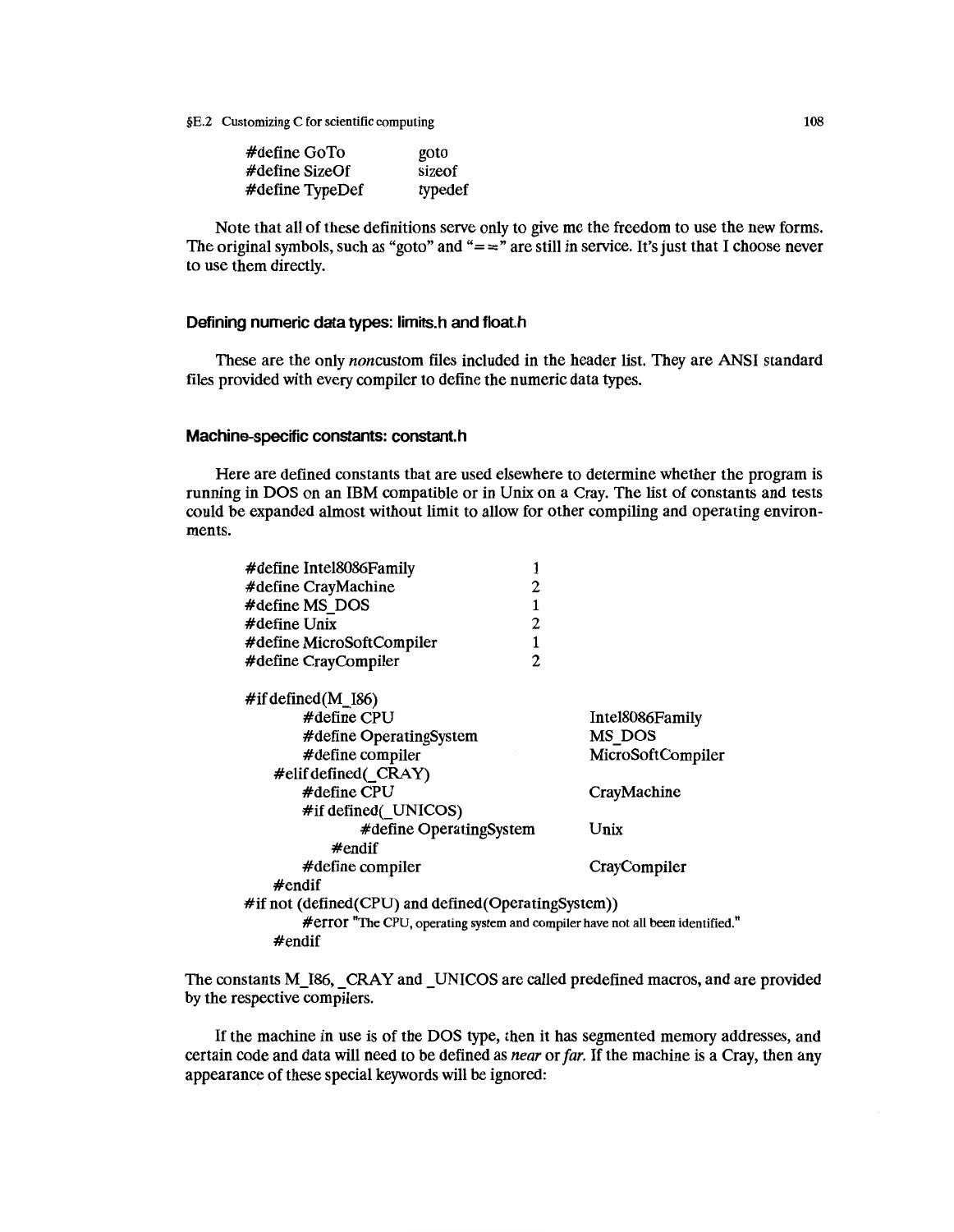```
#define GoTo        goto
#define SizeOf      sizeof
#define TypeDef     typedef
```

Note that all of these definitions serve only to give me the freedom to use the new forms. The original symbols, such as "goto" and "= =" are still in service. It's just that I choose never to use them directly.

### Defining numeric data types: limits.h and float.h

These are the only *non*custom files included in the header list. They are ANSI standard files provided with every compiler to define the numeric data types.

### Machine-specific constants: constant.h

Here are defined constants that are used elsewhere to determine whether the program is running in DOS on an IBM compatible or in Unix on a Cray. The list of constants and tests could be expanded almost without limit to allow for other compiling and operating environments.

```
#define Intel8086Family         1
#define CrayMachine             2
#define MS_DOS                  1
#define Unix                    2
#define MicroSoftCompiler       1
#define CrayCompiler            2

#if defined(M_I86)
        #define CPU                             Intel8086Family
        #define OperatingSystem                 MS_DOS
        #define compiler                        MicroSoftCompiler
    #elif defined(_CRAY)
        #define CPU                             CrayMachine
        #if defined(_UNICOS)
                #define OperatingSystem         Unix
            #endif
        #define compiler                        CrayCompiler
    #endif
#if not (defined(CPU) and defined(OperatingSystem))
        #error "The CPU, operating system and compiler have not all been identified."
    #endif
```

The constants M_I86, _CRAY and _UNICOS are called predefined macros, and are provided by the respective compilers.

If the machine in use is of the DOS type, then it has segmented memory addresses, and certain code and data will need to be defined as *near* or *far*. If the machine is a Cray, then any appearance of these special keywords will be ignored: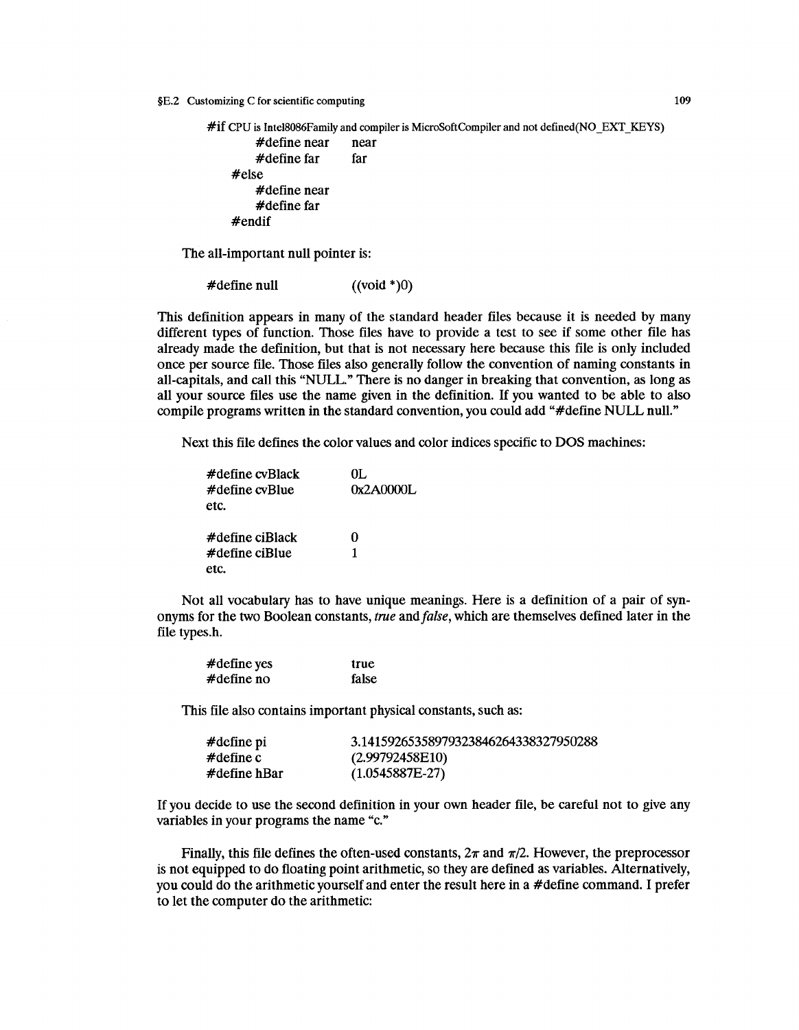```
#if CPU is Intel8086Family and compiler is MicroSoftCompiler and not defined(NO_EXT_KEYS)
        #define near    near
        #define far     far
    #else
        #define near
        #define far
    #endif
```

The all-important null pointer is:

```
#define null            ((void *)0)
```

This definition appears in many of the standard header files because it is needed by many different types of function. Those files have to provide a test to see if some other file has already made the definition, but that is not necessary here because this file is only included once per source file. Those files also generally follow the convention of naming constants in all-capitals, and call this "NULL." There is no danger in breaking that convention, as long as all your source files use the name given in the definition. If you wanted to be able to also compile programs written in the standard convention, you could add "#define NULL null."

Next this file defines the color values and color indices specific to DOS machines:

```
#define cvBlack         0L
#define cvBlue          0x2A0000L
etc.

#define ciBlack         0
#define ciBlue          1
etc.
```

Not all vocabulary has to have unique meanings. Here is a definition of a pair of synonyms for the two Boolean constants, *true* and *false*, which are themselves defined later in the file types.h.

```
#define yes             true
#define no              false
```

This file also contains important physical constants, such as:

```
#define pi              3.14159265358979323846264338327950288
#define c               (2.99792458E10)
#define hBar            (1.0545887E-27)
```

If you decide to use the second definition in your own header file, be careful not to give any variables in your programs the name "c."

Finally, this file defines the often-used constants, $2\pi$ and $\pi/2$. However, the preprocessor is not equipped to do floating point arithmetic, so they are defined as variables. Alternatively, you could do the arithmetic yourself and enter the result here in a #define command. I prefer to let the computer do the arithmetic: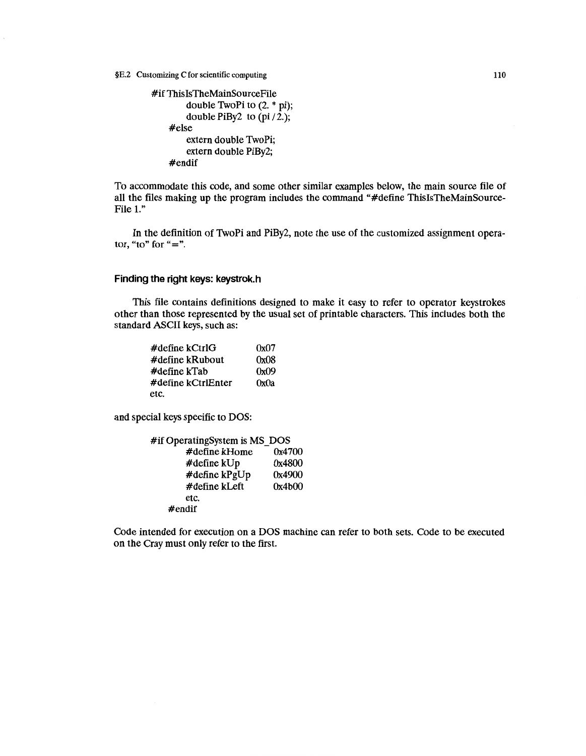```
#if ThisIsTheMainSourceFile
        double TwoPi to (2. * pi);
        double PiBy2  to (pi / 2.);
    #else
        extern double TwoPi;
        extern double PiBy2;
    #endif
```

To accommodate this code, and some other similar examples below, the main source file of all the files making up the program includes the command "#define ThisIsTheMainSource-File 1."

In the definition of TwoPi and PiBy2, note the use of the customized assignment operator, "to" for "=".

### Finding the right keys: keystrok.h

This file contains definitions designed to make it easy to refer to operator keystrokes other than those represented by the usual set of printable characters. This includes both the standard ASCII keys, such as:

```
#define kCtrlG        0x07
#define kRubout       0x08
#define kTab          0x09
#define kCtrlEnter    0x0a
etc.
```

and special keys specific to DOS:

```
#if OperatingSystem is MS_DOS
        #define kHome     0x4700
        #define kUp       0x4800
        #define kPgUp     0x4900
        #define kLeft     0x4b00
        etc.
    #endif
```

Code intended for execution on a DOS machine can refer to both sets. Code to be executed on the Cray must only refer to the first.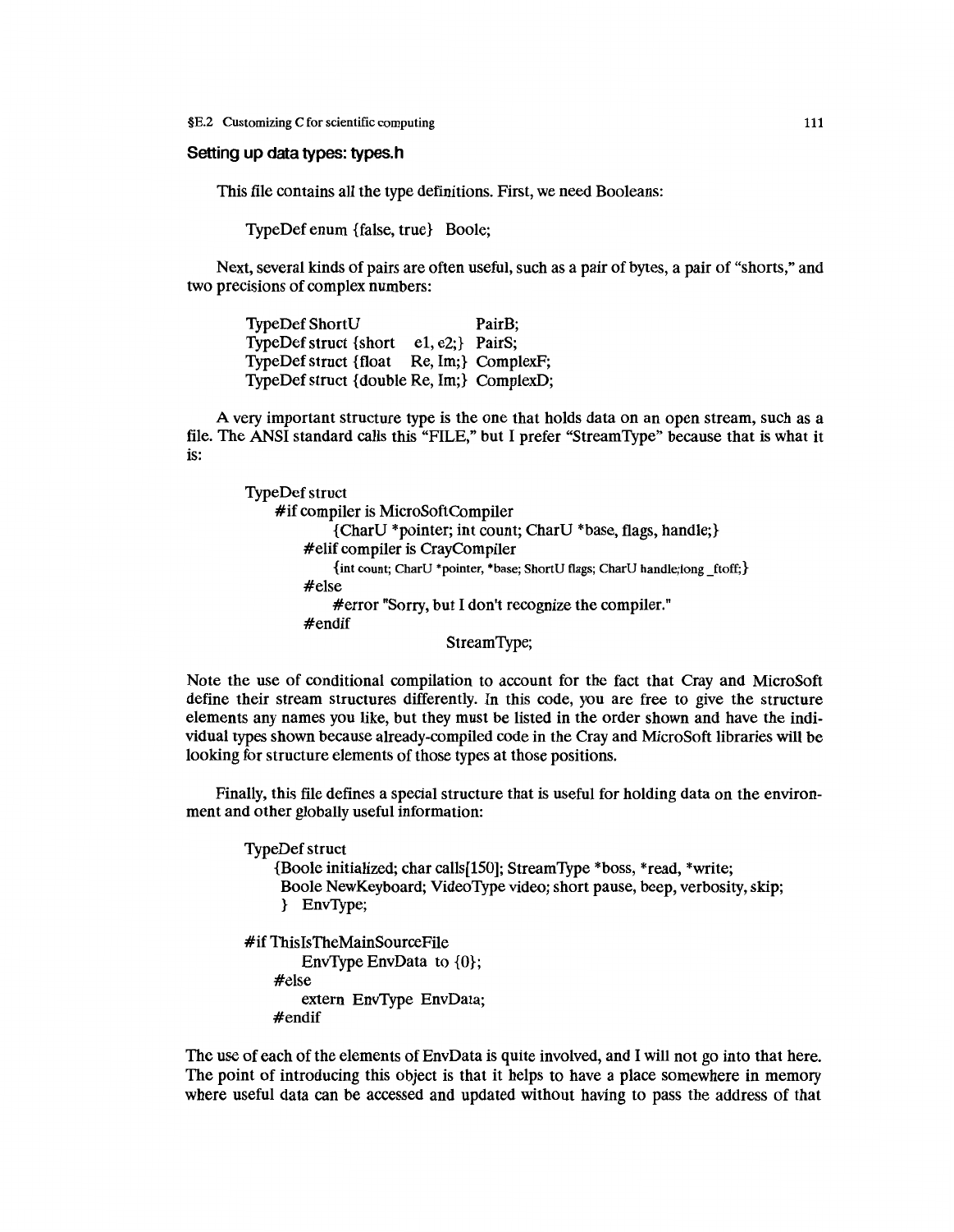## Setting up data types: types.h

This file contains all the type definitions. First, we need Booleans:

```
TypeDef enum {false, true}  Boole;
```

Next, several kinds of pairs are often useful, such as a pair of bytes, a pair of "shorts," and two precisions of complex numbers:

```
TypeDef ShortU                    PairB;
TypeDef struct {short   e1, e2;}  PairS;
TypeDef struct {float   Re, Im;}  ComplexF;
TypeDef struct {double Re, Im;}   ComplexD;
```

A very important structure type is the one that holds data on an open stream, such as a file. The ANSI standard calls this "FILE," but I prefer "StreamType" because that is what it is:

```
TypeDef struct
    #if compiler is MicroSoftCompiler
            {CharU *pointer; int count; CharU *base, flags, handle;}
        #elif compiler is CrayCompiler
            {int count; CharU *pointer, *base; ShortU flags; CharU handle;long _ftoff;}
        #else
            #error "Sorry, but I don't recognize the compiler."
        #endif
                            StreamType;
```

Note the use of conditional compilation to account for the fact that Cray and MicroSoft define their stream structures differently. In this code, you are free to give the structure elements any names you like, but they must be listed in the order shown and have the individual types shown because already-compiled code in the Cray and MicroSoft libraries will be looking for structure elements of those types at those positions.

Finally, this file defines a special structure that is useful for holding data on the environment and other globally useful information:

```
TypeDef struct
    {Boole initialized; char calls[150]; StreamType *boss, *read, *write;
     Boole NewKeyboard; VideoType video; short pause, beep, verbosity, skip;
     } EnvType;

#if ThisIsTheMainSourceFile
        EnvType EnvData to {0};
    #else
        extern EnvType EnvData;
    #endif
```

The use of each of the elements of EnvData is quite involved, and I will not go into that here. The point of introducing this object is that it helps to have a place somewhere in memory where useful data can be accessed and updated without having to pass the address of that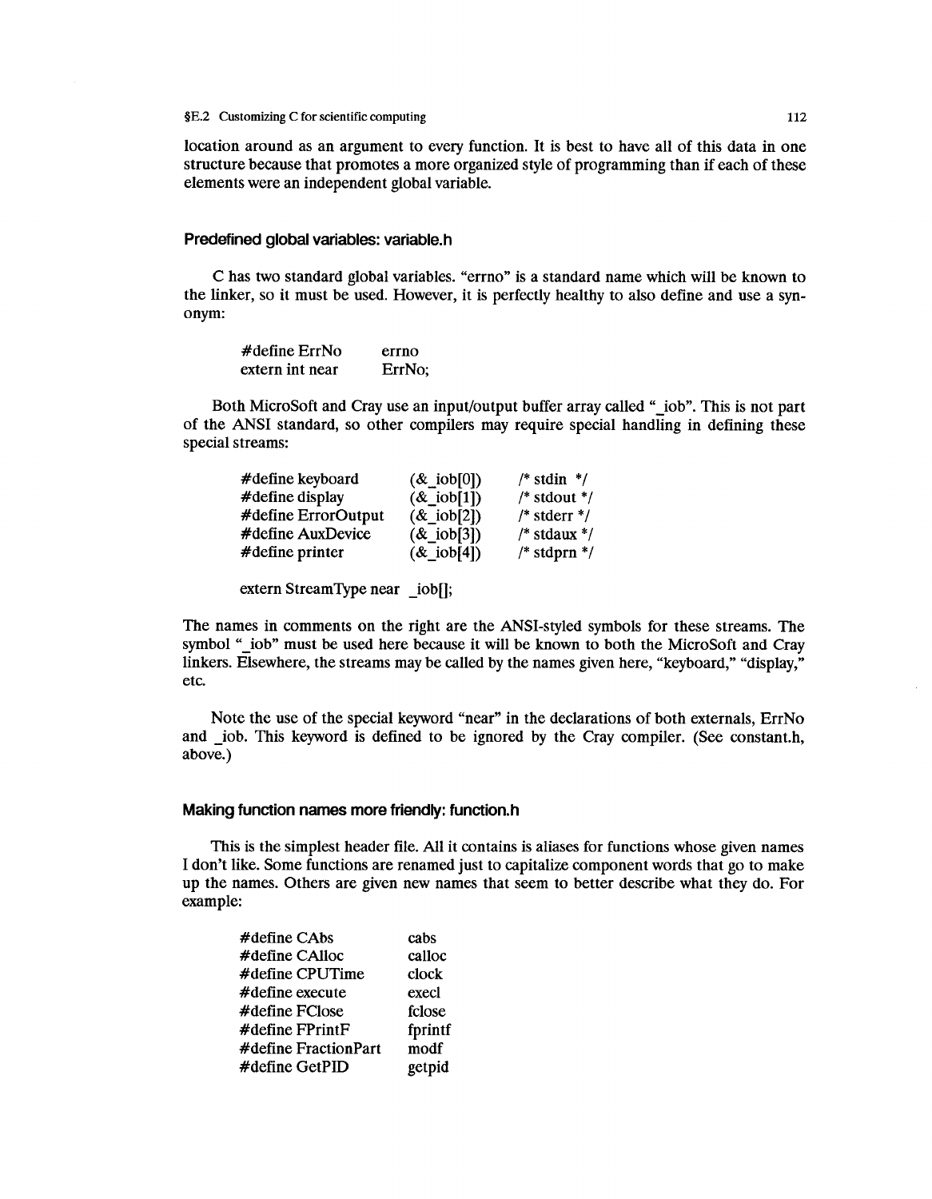location around as an argument to every function. It is best to have all of this data in one structure because that promotes a more organized style of programming than if each of these elements were an independent global variable.

### Predefined global variables: variable.h

C has two standard global variables. "errno" is a standard name which will be known to the linker, so it must be used. However, it is perfectly healthy to also define and use a synonym:

```
#define ErrNo       errno
extern int near     ErrNo;
```

Both MicroSoft and Cray use an input/output buffer array called "_iob". This is not part of the ANSI standard, so other compilers may require special handling in defining these special streams:

```
#define keyboard        (&_iob[0])      /* stdin  */
#define display         (&_iob[1])      /* stdout */
#define ErrorOutput     (&_iob[2])      /* stderr */
#define AuxDevice       (&_iob[3])      /* stdaux */
#define printer         (&_iob[4])      /* stdprn */

extern StreamType near  _iob[];
```

The names in comments on the right are the ANSI-styled symbols for these streams. The symbol "_iob" must be used here because it will be known to both the MicroSoft and Cray linkers. Elsewhere, the streams may be called by the names given here, "keyboard," "display," etc.

Note the use of the special keyword "near" in the declarations of both externals, ErrNo and _iob. This keyword is defined to be ignored by the Cray compiler. (See constant.h, above.)

### Making function names more friendly: function.h

This is the simplest header file. All it contains is aliases for functions whose given names I don't like. Some functions are renamed just to capitalize component words that go to make up the names. Others are given new names that seem to better describe what they do. For example:

```
#define CAbs            cabs
#define CAlloc          calloc
#define CPUTime         clock
#define execute         execl
#define FClose          fclose
#define FPrintF         fprintf
#define FractionPart    modf
#define GetPID          getpid
```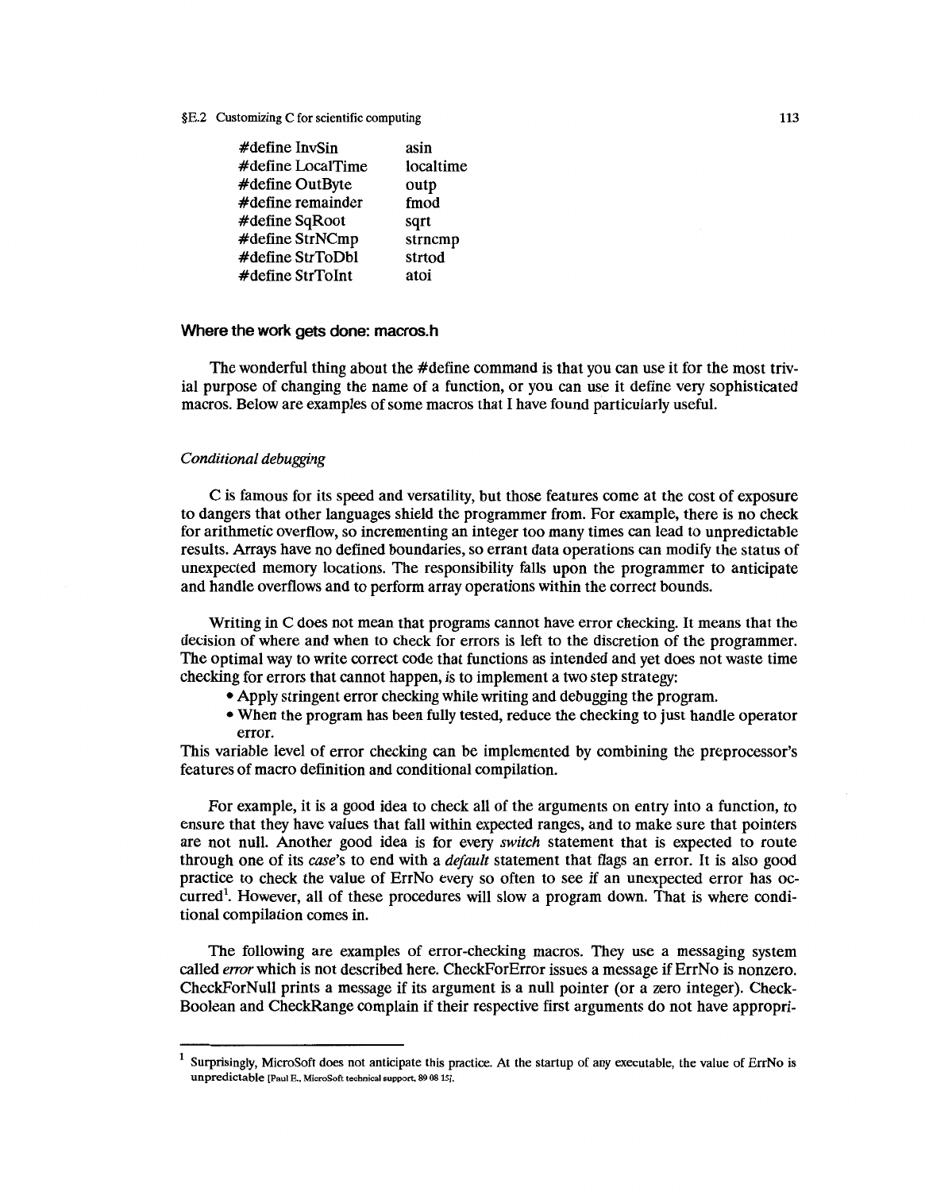```
#define InvSin        asin
#define LocalTime     localtime
#define OutByte       outp
#define remainder     fmod
#define SqRoot        sqrt
#define StrNCmp       strncmp
#define StrToDbl      strtod
#define StrToInt      atoi
```

### Where the work gets done: macros.h

The wonderful thing about the #define command is that you can use it for the most trivial purpose of changing the name of a function, or you can use it define very sophisticated macros. Below are examples of some macros that I have found particularly useful.

#### *Conditional debugging*

C is famous for its speed and versatility, but those features come at the cost of exposure to dangers that other languages shield the programmer from. For example, there is no check for arithmetic overflow, so incrementing an integer too many times can lead to unpredictable results. Arrays have no defined boundaries, so errant data operations can modify the status of unexpected memory locations. The responsibility falls upon the programmer to anticipate and handle overflows and to perform array operations within the correct bounds.

Writing in C does not mean that programs cannot have error checking. It means that the decision of where and when to check for errors is left to the discretion of the programmer. The optimal way to write correct code that functions as intended and yet does not waste time checking for errors that cannot happen, is to implement a two step strategy:

- Apply stringent error checking while writing and debugging the program.
- When the program has been fully tested, reduce the checking to just handle operator error.

This variable level of error checking can be implemented by combining the preprocessor's features of macro definition and conditional compilation.

For example, it is a good idea to check all of the arguments on entry into a function, to ensure that they have values that fall within expected ranges, and to make sure that pointers are not null. Another good idea is for every *switch* statement that is expected to route through one of its *case*'s to end with a *default* statement that flags an error. It is also good practice to check the value of ErrNo every so often to see if an unexpected error has occurred[1]. However, all of these procedures will slow a program down. That is where conditional compilation comes in.

The following are examples of error-checking macros. They use a messaging system called *error* which is not described here. CheckForError issues a message if ErrNo is nonzero. CheckForNull prints a message if its argument is a null pointer (or a zero integer). CheckBoolean and CheckRange complain if their respective first arguments do not have appropri-

---

[1] Surprisingly, MicroSoft does not anticipate this practice. At the startup of any executable, the value of ErrNo is unpredictable [Paul E., MicroSoft technical support, 89 08 15].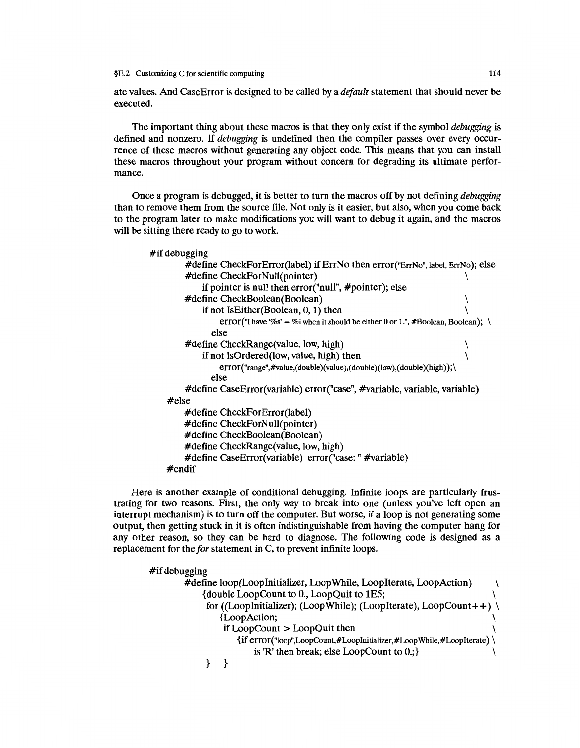ate values. And CaseError is designed to be called by a *default* statement that should never be executed.

The important thing about these macros is that they only exist if the symbol *debugging* is defined and nonzero. If *debugging* is undefined then the compiler passes over every occurrence of these macros without generating any object code. This means that you can install these macros throughout your program without concern for degrading its ultimate performance.

Once a program is debugged, it is better to turn the macros off by not defining *debugging* than to remove them from the source file. Not only is it easier, but also, when you come back to the program later to make modifications you will want to debug it again, and the macros will be sitting there ready to go to work.

```
#if debugging
        #define CheckForError(label) if ErrNo then error("ErrNo", label, ErrNo); else
        #define CheckForNull(pointer)                                              \
            if pointer is null then error("null", #pointer); else
        #define CheckBoolean(Boolean)                                              \
            if not IsEither(Boolean, 0, 1) then                                    \
                error("I have '%s' = %i when it should be either 0 or 1.", #Boolean, Boolean); \
              else
        #define CheckRange(value, low, high)                                       \
            if not IsOrdered(low, value, high) then                                \
                error("range",#value,(double)(value),(double)(low),(double)(high));\
              else
        #define CaseError(variable) error("case", #variable, variable, variable)
    #else
        #define CheckForError(label)
        #define CheckForNull(pointer)
        #define CheckBoolean(Boolean)
        #define CheckRange(value, low, high)
        #define CaseError(variable)  error("case: " #variable)
    #endif
```

Here is another example of conditional debugging. Infinite loops are particularly frustrating for two reasons. First, the only way to break into one (unless you've left open an interrupt mechanism) is to turn off the computer. But worse, if a loop is not generating some output, then getting stuck in it is often indistinguishable from having the computer hang for any other reason, so they can be hard to diagnose. The following code is designed as a replacement for the *for* statement in C, to prevent infinite loops.

```
#if debugging
        #define loop(LoopInitializer, LoopWhile, LoopIterate, LoopAction)      \
            {double LoopCount to 0., LoopQuit to 1E5;                          \
             for ((LoopInitializer); (LoopWhile); (LoopIterate), LoopCount++) \
                {LoopAction;                                                   \
                 if LoopCount > LoopQuit then                                  \
                    {if error("loop",LoopCount,#LoopInitializer,#LoopWhile,#LoopIterate) \
                        is 'R' then break; else LoopCount to 0.;}              \
            }   }
```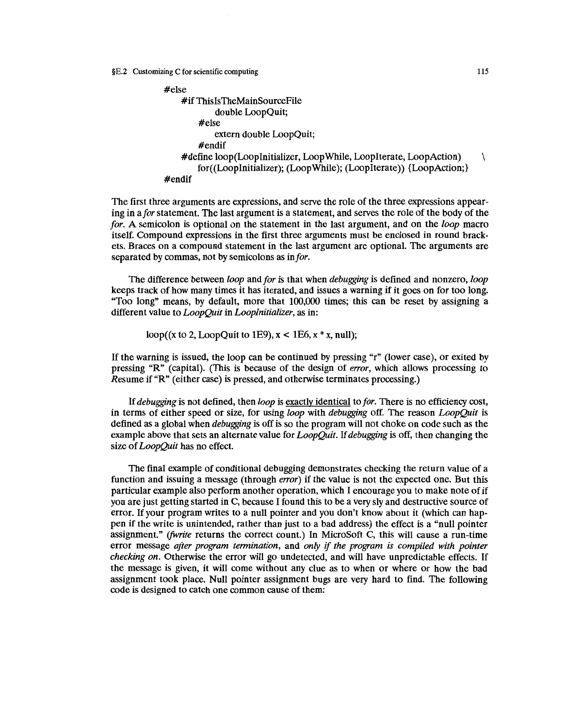```
#else
    #if ThisIsTheMainSourceFile
        double LoopQuit;
    #else
        extern double LoopQuit;
    #endif
    #define loop(LoopInitializer, LoopWhile, LoopIterate, LoopAction)      \
        for((LoopInitializer); (LoopWhile); (LoopIterate)) {LoopAction;}
#endif
```

The first three arguments are expressions, and serve the role of the three expressions appearing in a *for* statement. The last argument is a statement, and serves the role of the body of the *for*. A semicolon is optional on the statement in the last argument, and on the *loop* macro itself. Compound expressions in the first three arguments must be enclosed in round brackets. Braces on a compound statement in the last argument are optional. The arguments are separated by commas, not by semicolons as in *for*.

The difference between *loop* and *for* is that when *debugging* is defined and nonzero, *loop* keeps track of how many times it has iterated, and issues a warning if it goes on for too long. "Too long" means, by default, more that 100,000 times; this can be reset by assigning a different value to *LoopQuit* in *LoopInitializer*, as in:

```
loop((x to 2, LoopQuit to 1E9), x < 1E6, x * x, null);
```

If the warning is issued, the loop can be continued by pressing "r" (lower case), or exited by pressing "R" (capital). (This is because of the design of *error*, which allows processing to *R*esume if "R" (either case) is pressed, and otherwise terminates processing.)

If *debugging* is not defined, then *loop* is <u>exactly identical</u> to *for*. There is no efficiency cost, in terms of either speed or size, for using *loop* with *debugging* off. The reason *LoopQuit* is defined as a global when *debugging* is off is so the program will not choke on code such as the example above that sets an alternate value for *LoopQuit*. If *debugging* is off, then changing the size of *LoopQuit* has no effect.

The final example of conditional debugging demonstrates checking the return value of a function and issuing a message (through *error*) if the value is not the expected one. But this particular example also perform another operation, which I encourage you to make note of if you are just getting started in C, because I found this to be a very sly and destructive source of error. If your program writes to a null pointer and you don't know about it (which can happen if the write is unintended, rather than just to a bad address) the effect is a "null pointer assignment." (*fwrite* returns the correct count.) In MicroSoft C, this will cause a run-time error message *after program termination*, and *only if the program is compiled with pointer checking on*. Otherwise the error will go undetected, and will have unpredictable effects. If the message is given, it will come without any clue as to when or where or how the bad assignment took place. Null pointer assignment bugs are very hard to find. The following code is designed to catch one common cause of them: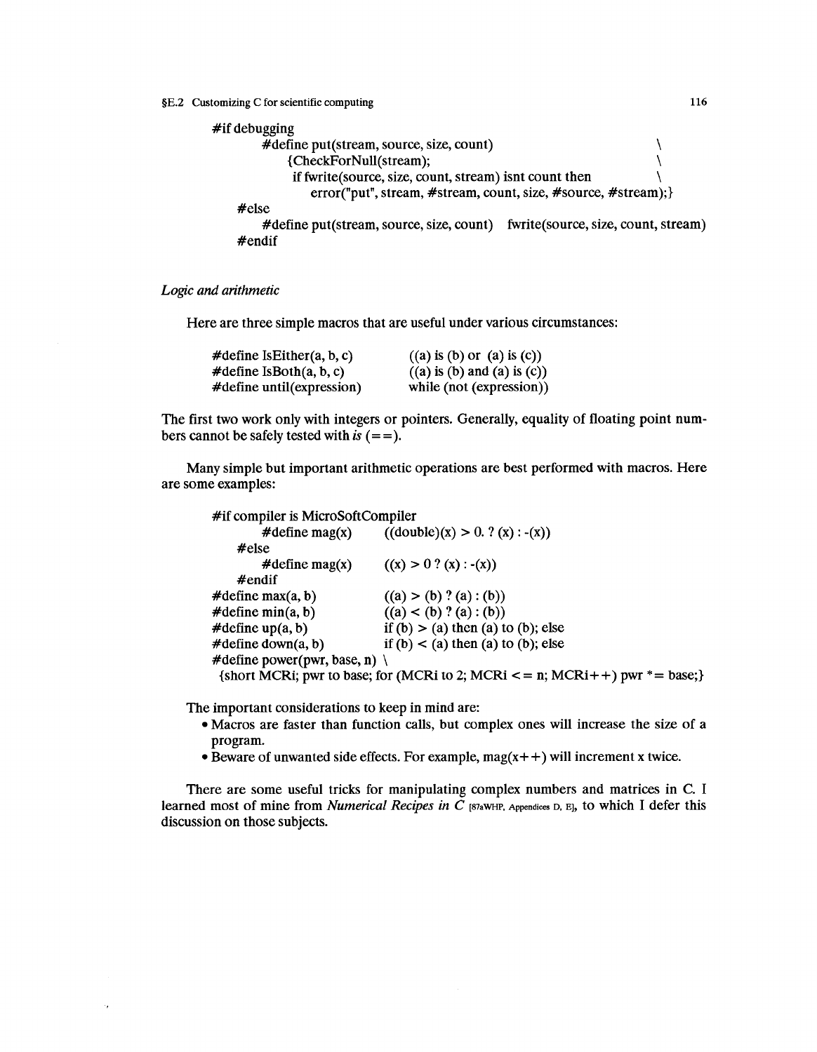```
#if debugging
    #define put(stream, source, size, count)                         \
        {CheckForNull(stream);                                       \
         if fwrite(source, size, count, stream) isnt count then      \
            error("put", stream, #stream, count, size, #source, #stream);}
#else
    #define put(stream, source, size, count)   fwrite(source, size, count, stream)
#endif
```

*Logic and arithmetic*

Here are three simple macros that are useful under various circumstances:

```
#define IsEither(a, b, c)        ((a) is (b) or (a) is (c))
#define IsBoth(a, b, c)          ((a) is (b) and (a) is (c))
#define until(expression)        while (not (expression))
```

The first two work only with integers or pointers. Generally, equality of floating point numbers cannot be safely tested with *is* (==).

Many simple but important arithmetic operations are best performed with macros. Here are some examples:

```
#if compiler is MicroSoftCompiler
    #define mag(x)        ((double)(x) > 0. ? (x) : -(x))
#else
    #define mag(x)        ((x) > 0 ? (x) : -(x))
#endif
#define max(a, b)         ((a) > (b) ? (a) : (b))
#define min(a, b)         ((a) < (b) ? (a) : (b))
#define up(a, b)          if (b) > (a) then (a) to (b); else
#define down(a, b)        if (b) < (a) then (a) to (b); else
#define power(pwr, base, n) \
 {short MCRi; pwr to base; for (MCRi to 2; MCRi <= n; MCRi++) pwr *= base;}
```

The important considerations to keep in mind are:

- Macros are faster than function calls, but complex ones will increase the size of a program.
- Beware of unwanted side effects. For example, mag(x++) will increment x twice.

There are some useful tricks for manipulating complex numbers and matrices in C. I learned most of mine from *Numerical Recipes in C* [87aWHP, Appendices D, E], to which I defer this discussion on those subjects.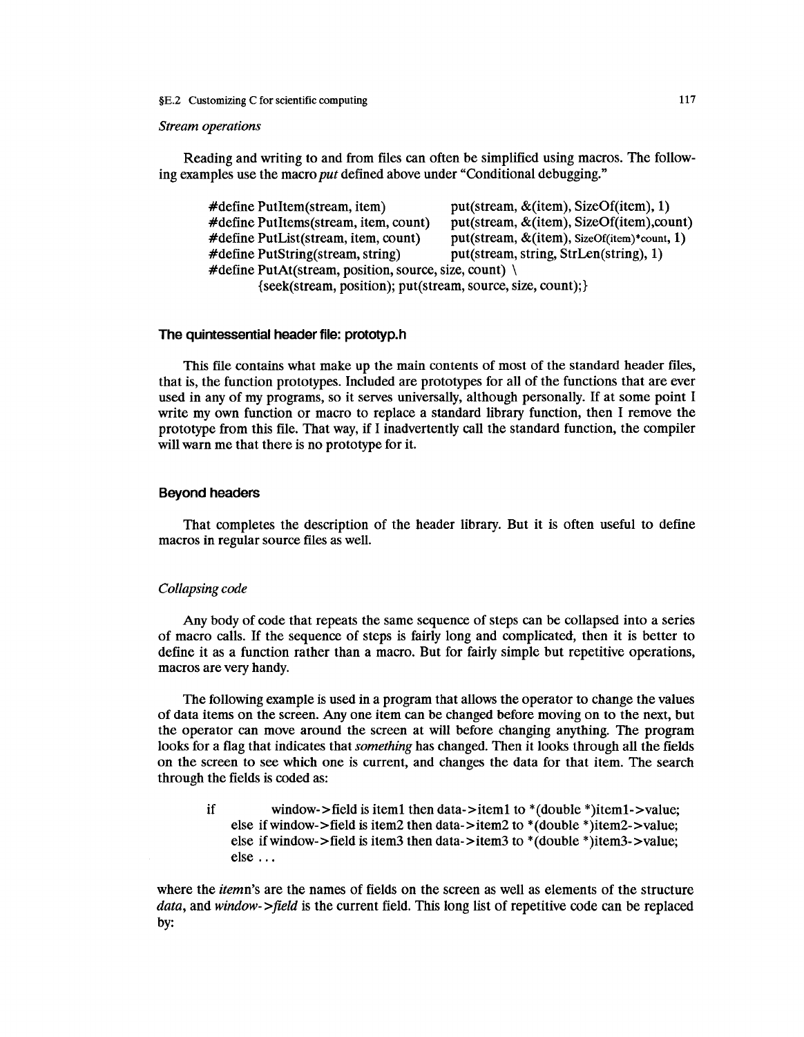*Stream operations*

Reading and writing to and from files can often be simplified using macros. The following examples use the macro *put* defined above under "Conditional debugging."

```
#define PutItem(stream, item)              put(stream, &(item), SizeOf(item), 1)
#define PutItems(stream, item, count)      put(stream, &(item), SizeOf(item),count)
#define PutList(stream, item, count)       put(stream, &(item), SizeOf(item)*count, 1)
#define PutString(stream, string)          put(stream, string, StrLen(string), 1)
#define PutAt(stream, position, source, size, count) \
        {seek(stream, position); put(stream, source, size, count);}
```

### The quintessential header file: prototyp.h

This file contains what make up the main contents of most of the standard header files, that is, the function prototypes. Included are prototypes for all of the functions that are ever used in any of my programs, so it serves universally, although personally. If at some point I write my own function or macro to replace a standard library function, then I remove the prototype from this file. That way, if I inadvertently call the standard function, the compiler will warn me that there is no prototype for it.

### Beyond headers

That completes the description of the header library. But it is often useful to define macros in regular source files as well.

*Collapsing code*

Any body of code that repeats the same sequence of steps can be collapsed into a series of macro calls. If the sequence of steps is fairly long and complicated, then it is better to define it as a function rather than a macro. But for fairly simple but repetitive operations, macros are very handy.

The following example is used in a program that allows the operator to change the values of data items on the screen. Any one item can be changed before moving on to the next, but the operator can move around the screen at will before changing anything. The program looks for a flag that indicates that *something* has changed. Then it looks through all the fields on the screen to see which one is current, and changes the data for that item. The search through the fields is coded as:

```
if          window->field is item1 then data->item1 to *(double *)item1->value;
     else if window->field is item2 then data->item2 to *(double *)item2->value;
     else if window->field is item3 then data->item3 to *(double *)item3->value;
     else ...
```

where the *itemn*'s are the names of fields on the screen as well as elements of the structure *data*, and *window->field* is the current field. This long list of repetitive code can be replaced by: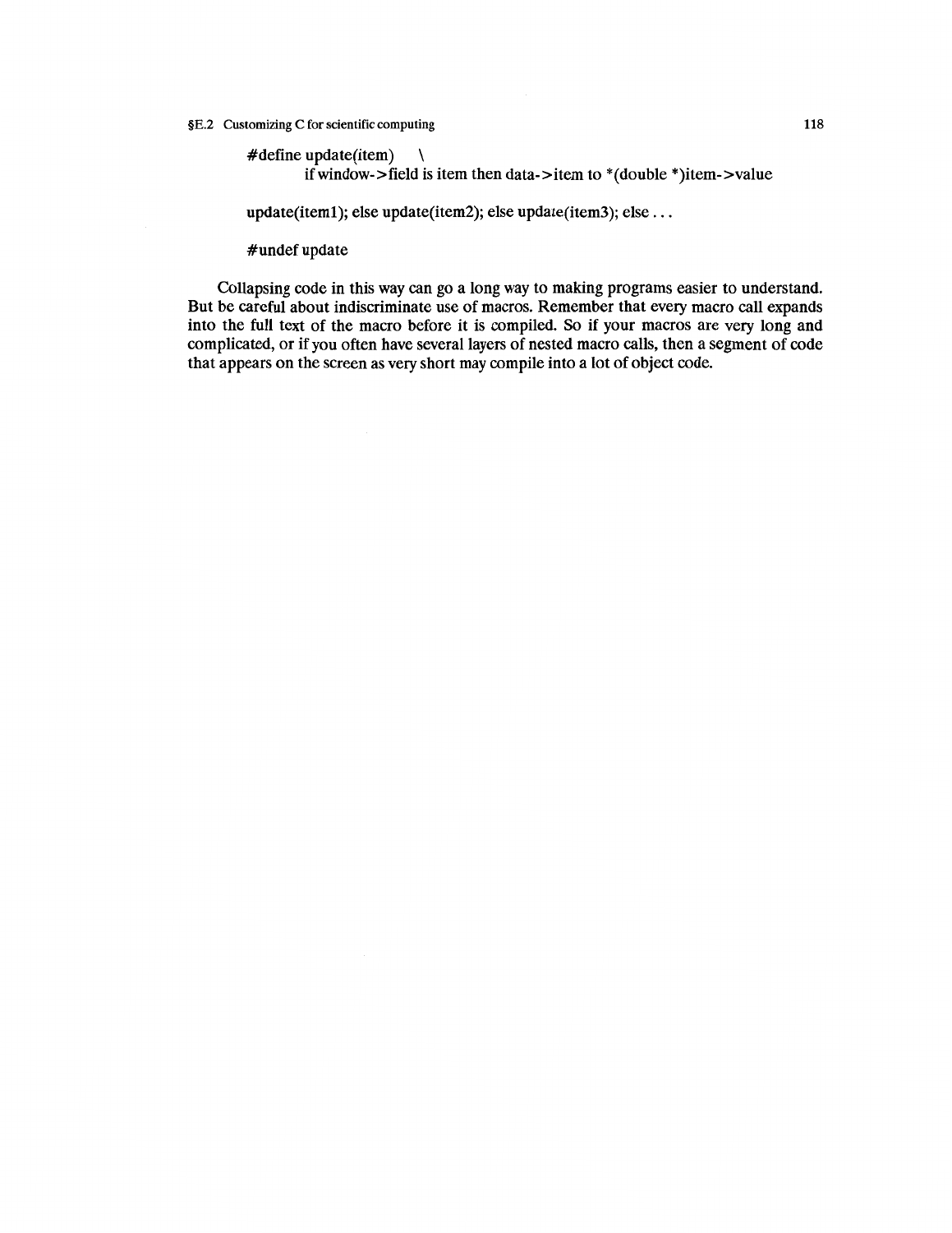```
#define update(item)     \
        if window->field is item then data->item to *(double *)item->value

update(item1); else update(item2); else update(item3); else . . .

#undef update
```

Collapsing code in this way can go a long way to making programs easier to understand. But be careful about indiscriminate use of macros. Remember that every macro call expands into the full text of the macro before it is compiled. So if your macros are very long and complicated, or if you often have several layers of nested macro calls, then a segment of code that appears on the screen as very short may compile into a lot of object code.